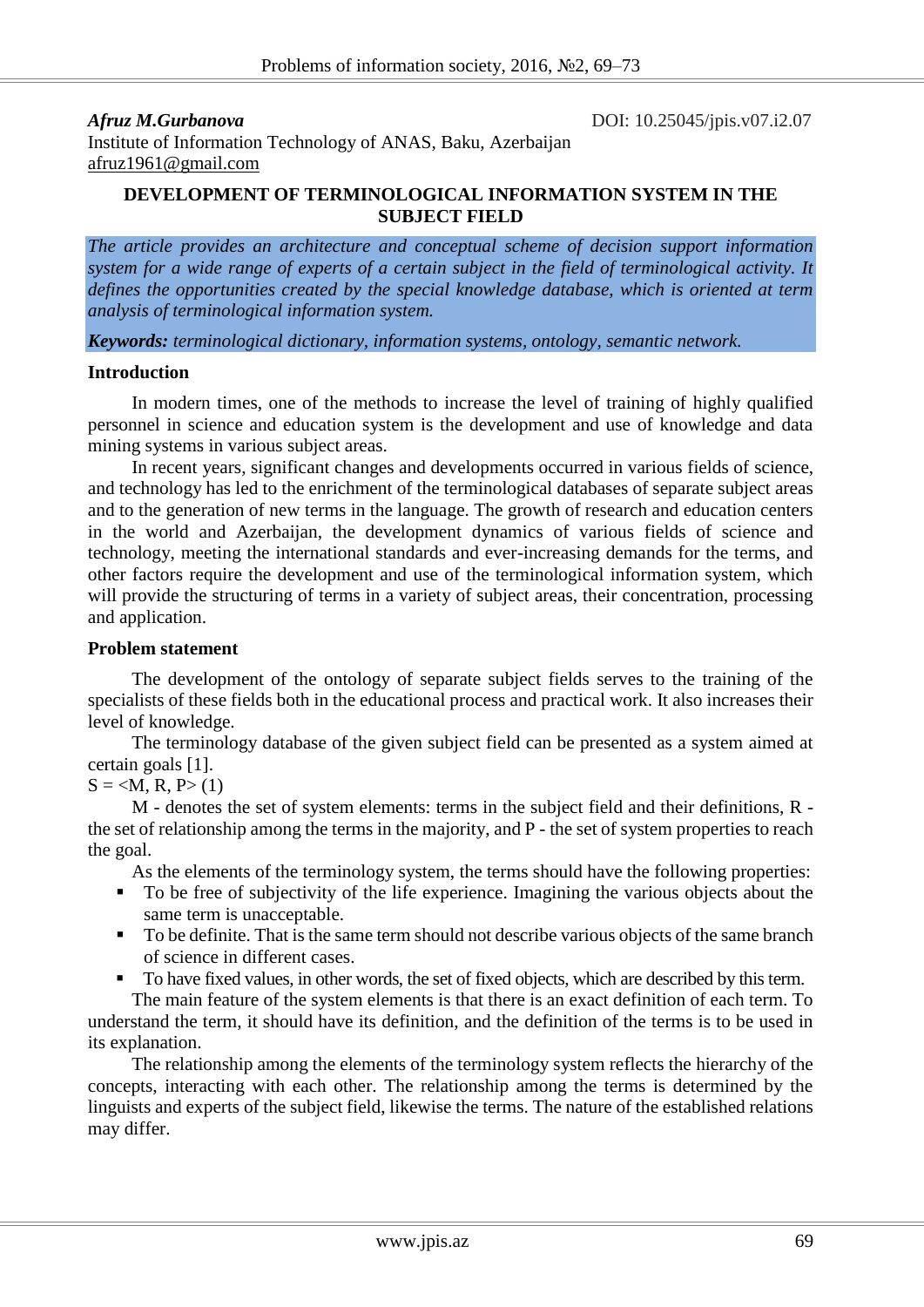***Afruz M.Gurbanova***

DOI: 10.25045/jpis.v07.i2.07

Institute of Information Technology of ANAS, Baku, Azerbaijan
afruz1961@gmail.com

# DEVELOPMENT OF TERMINOLOGICAL INFORMATION SYSTEM IN THE SUBJECT FIELD

*The article provides an architecture and conceptual scheme of decision support information system for a wide range of experts of a certain subject in the field of terminological activity. It defines the opportunities created by the special knowledge database, which is oriented at term analysis of terminological information system.*

***Keywords:*** *terminological dictionary, information systems, ontology, semantic network.*

## Introduction

In modern times, one of the methods to increase the level of training of highly qualified personnel in science and education system is the development and use of knowledge and data mining systems in various subject areas.

In recent years, significant changes and developments occurred in various fields of science, and technology has led to the enrichment of the terminological databases of separate subject areas and to the generation of new terms in the language. The growth of research and education centers in the world and Azerbaijan, the development dynamics of various fields of science and technology, meeting the international standards and ever-increasing demands for the terms, and other factors require the development and use of the terminological information system, which will provide the structuring of terms in a variety of subject areas, their concentration, processing and application.

## Problem statement

The development of the ontology of separate subject fields serves to the training of the specialists of these fields both in the educational process and practical work. It also increases their level of knowledge.

The terminology database of the given subject field can be presented as a system aimed at certain goals [1].

$S = <M, R, P>$ (1)

M - denotes the set of system elements: terms in the subject field and their definitions, R - the set of relationship among the terms in the majority, and P - the set of system properties to reach the goal.

As the elements of the terminology system, the terms should have the following properties:

- To be free of subjectivity of the life experience. Imagining the various objects about the same term is unacceptable.
- To be definite. That is the same term should not describe various objects of the same branch of science in different cases.
- To have fixed values, in other words, the set of fixed objects, which are described by this term.

The main feature of the system elements is that there is an exact definition of each term. To understand the term, it should have its definition, and the definition of the terms is to be used in its explanation.

The relationship among the elements of the terminology system reflects the hierarchy of the concepts, interacting with each other. The relationship among the terms is determined by the linguists and experts of the subject field, likewise the terms. The nature of the established relations may differ.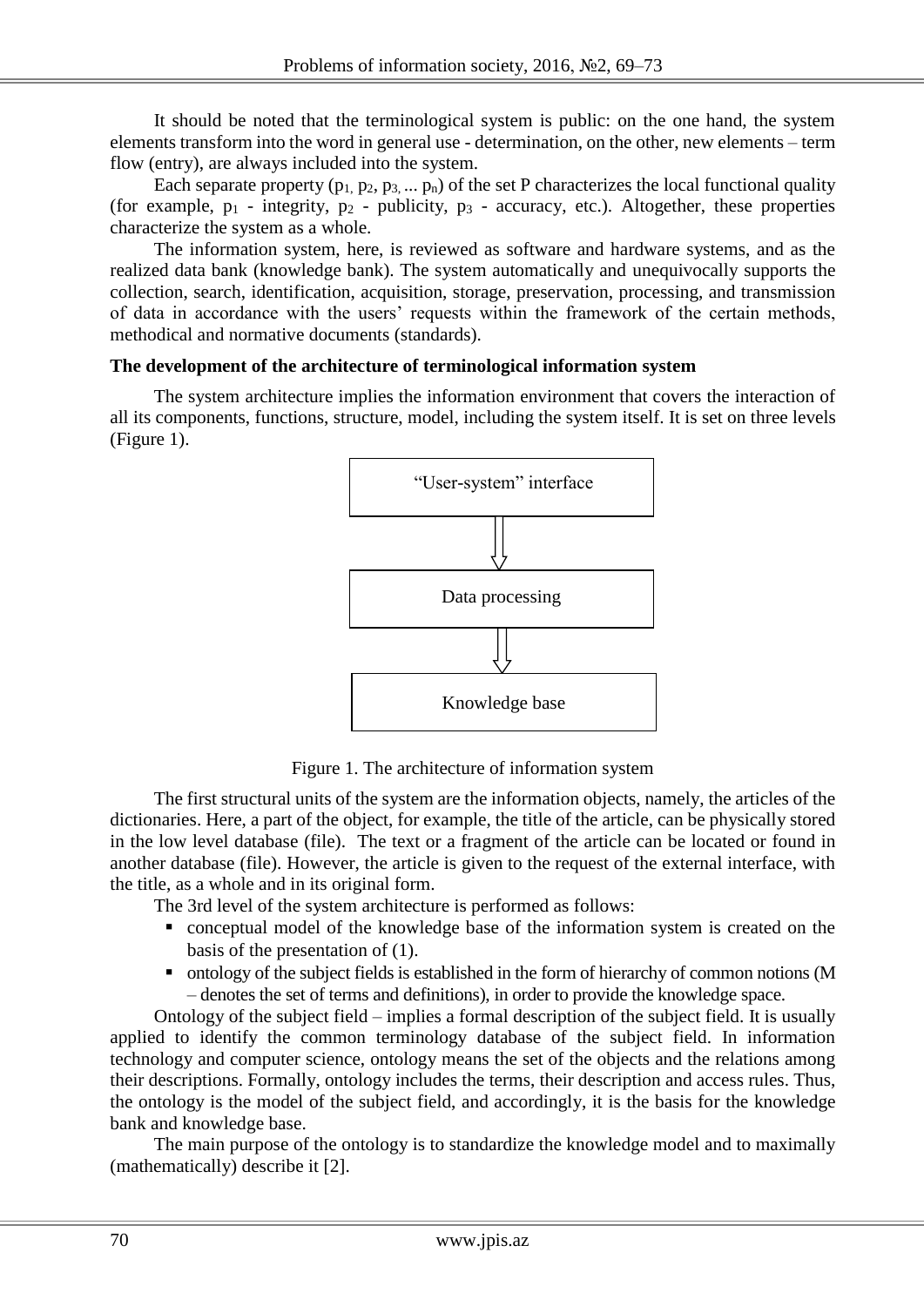It should be noted that the terminological system is public: on the one hand, the system elements transform into the word in general use - determination, on the other, new elements – term flow (entry), are always included into the system.

Each separate property ($p_1, p_2, p_3, \ldots p_n$) of the set P characterizes the local functional quality (for example, $p_1$ - integrity, $p_2$ - publicity, $p_3$ - accuracy, etc.). Altogether, these properties characterize the system as a whole.

The information system, here, is reviewed as software and hardware systems, and as the realized data bank (knowledge bank). The system automatically and unequivocally supports the collection, search, identification, acquisition, storage, preservation, processing, and transmission of data in accordance with the users' requests within the framework of the certain methods, methodical and normative documents (standards).

**The development of the architecture of terminological information system**

The system architecture implies the information environment that covers the interaction of all its components, functions, structure, model, including the system itself. It is set on three levels (Figure 1).

"User-system" interface

Data processing

Knowledge base

Figure 1. The architecture of information system

The first structural units of the system are the information objects, namely, the articles of the dictionaries. Here, a part of the object, for example, the title of the article, can be physically stored in the low level database (file). The text or a fragment of the article can be located or found in another database (file). However, the article is given to the request of the external interface, with the title, as a whole and in its original form.

The 3rd level of the system architecture is performed as follows:

- conceptual model of the knowledge base of the information system is created on the basis of the presentation of (1).
- ontology of the subject fields is established in the form of hierarchy of common notions (M – denotes the set of terms and definitions), in order to provide the knowledge space.

Ontology of the subject field – implies a formal description of the subject field. It is usually applied to identify the common terminology database of the subject field. In information technology and computer science, ontology means the set of the objects and the relations among their descriptions. Formally, ontology includes the terms, their description and access rules. Thus, the ontology is the model of the subject field, and accordingly, it is the basis for the knowledge bank and knowledge base.

The main purpose of the ontology is to standardize the knowledge model and to maximally (mathematically) describe it [2].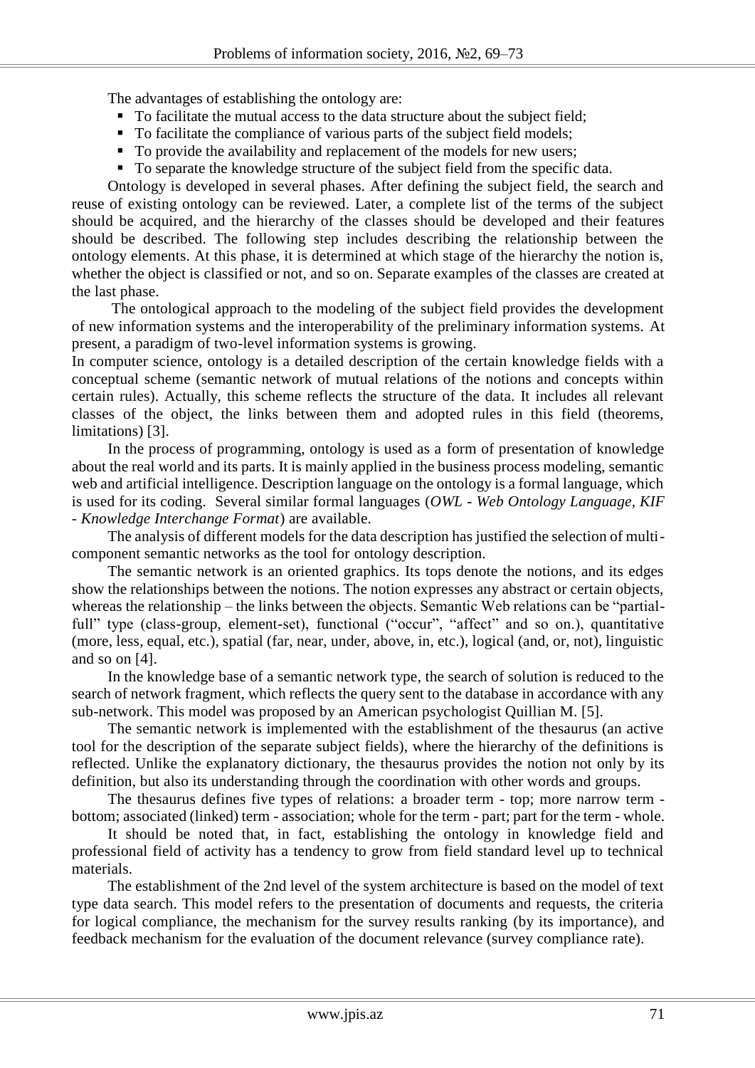The advantages of establishing the ontology are:

- To facilitate the mutual access to the data structure about the subject field;
- To facilitate the compliance of various parts of the subject field models;
- To provide the availability and replacement of the models for new users;
- To separate the knowledge structure of the subject field from the specific data.

Ontology is developed in several phases. After defining the subject field, the search and reuse of existing ontology can be reviewed. Later, a complete list of the terms of the subject should be acquired, and the hierarchy of the classes should be developed and their features should be described. The following step includes describing the relationship between the ontology elements. At this phase, it is determined at which stage of the hierarchy the notion is, whether the object is classified or not, and so on. Separate examples of the classes are created at the last phase.

The ontological approach to the modeling of the subject field provides the development of new information systems and the interoperability of the preliminary information systems. At present, a paradigm of two-level information systems is growing.

In computer science, ontology is a detailed description of the certain knowledge fields with a conceptual scheme (semantic network of mutual relations of the notions and concepts within certain rules). Actually, this scheme reflects the structure of the data. It includes all relevant classes of the object, the links between them and adopted rules in this field (theorems, limitations) [3].

In the process of programming, ontology is used as a form of presentation of knowledge about the real world and its parts. It is mainly applied in the business process modeling, semantic web and artificial intelligence. Description language on the ontology is a formal language, which is used for its coding. Several similar formal languages (*OWL - Web Ontology Language*, *KIF - Knowledge Interchange Format*) are available.

The analysis of different models for the data description has justified the selection of multi-component semantic networks as the tool for ontology description.

The semantic network is an oriented graphics. Its tops denote the notions, and its edges show the relationships between the notions. The notion expresses any abstract or certain objects, whereas the relationship – the links between the objects. Semantic Web relations can be "partial-full" type (class-group, element-set), functional ("occur", "affect" and so on.), quantitative (more, less, equal, etc.), spatial (far, near, under, above, in, etc.), logical (and, or, not), linguistic and so on [4].

In the knowledge base of a semantic network type, the search of solution is reduced to the search of network fragment, which reflects the query sent to the database in accordance with any sub-network. This model was proposed by an American psychologist Quillian M. [5].

The semantic network is implemented with the establishment of the thesaurus (an active tool for the description of the separate subject fields), where the hierarchy of the definitions is reflected. Unlike the explanatory dictionary, the thesaurus provides the notion not only by its definition, but also its understanding through the coordination with other words and groups.

The thesaurus defines five types of relations: a broader term - top; more narrow term - bottom; associated (linked) term - association; whole for the term - part; part for the term - whole.

It should be noted that, in fact, establishing the ontology in knowledge field and professional field of activity has a tendency to grow from field standard level up to technical materials.

The establishment of the 2nd level of the system architecture is based on the model of text type data search. This model refers to the presentation of documents and requests, the criteria for logical compliance, the mechanism for the survey results ranking (by its importance), and feedback mechanism for the evaluation of the document relevance (survey compliance rate).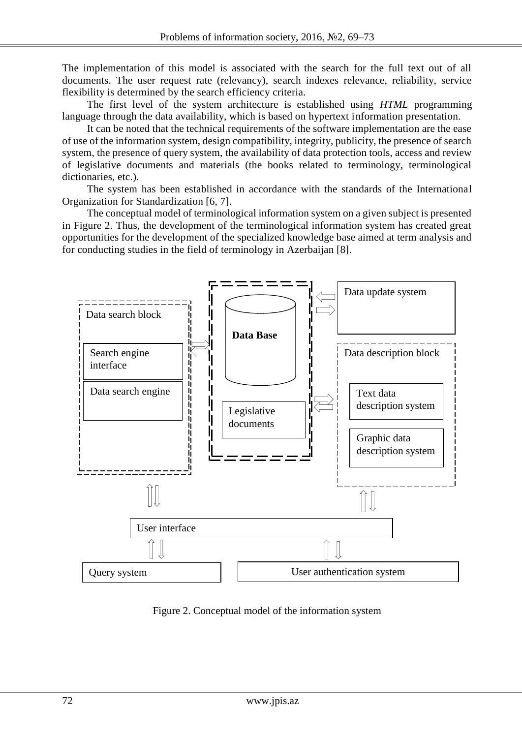The implementation of this model is associated with the search for the full text out of all documents. The user request rate (relevancy), search indexes relevance, reliability, service flexibility is determined by the search efficiency criteria.

The first level of the system architecture is established using *HTML* programming language through the data availability, which is based on hypertext information presentation.

It can be noted that the technical requirements of the software implementation are the ease of use of the information system, design compatibility, integrity, publicity, the presence of search system, the presence of query system, the availability of data protection tools, access and review of legislative documents and materials (the books related to terminology, terminological dictionaries, etc.).

The system has been established in accordance with the standards of the International Organization for Standardization [6, 7].

The conceptual model of terminological information system on a given subject is presented in Figure 2. Thus, the development of the terminological information system has created great opportunities for the development of the specialized knowledge base aimed at term analysis and for conducting studies in the field of terminology in Azerbaijan [8].

Data search block

Search engine interface

Data search engine

**Data Base**

Legislative documents

Data update system

Data description block

Text data description system

Graphic data description system

User interface

Query system

User authentication system

Figure 2. Conceptual model of the information system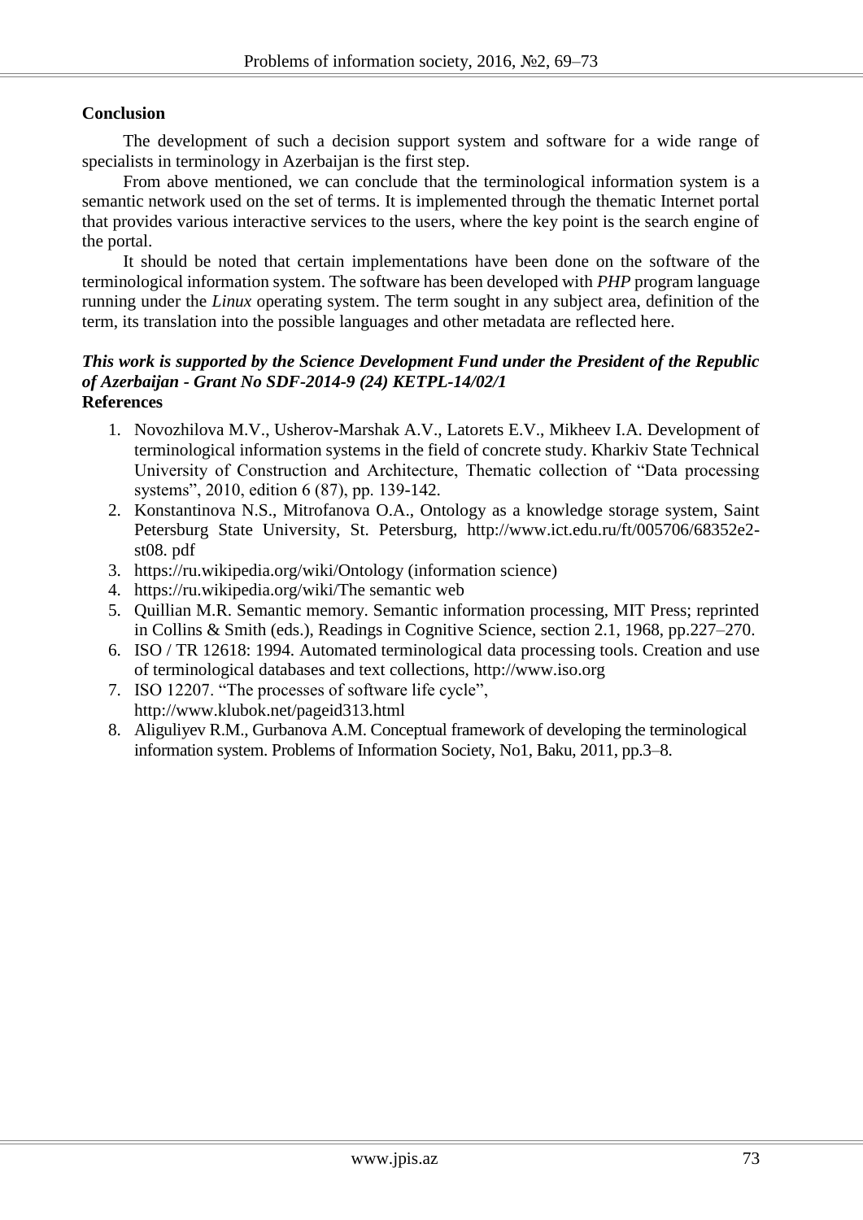## Conclusion

The development of such a decision support system and software for a wide range of specialists in terminology in Azerbaijan is the first step.

From above mentioned, we can conclude that the terminological information system is a semantic network used on the set of terms. It is implemented through the thematic Internet portal that provides various interactive services to the users, where the key point is the search engine of the portal.

It should be noted that certain implementations have been done on the software of the terminological information system. The software has been developed with *PHP* program language running under the *Linux* operating system. The term sought in any subject area, definition of the term, its translation into the possible languages and other metadata are reflected here.

***This work is supported by the Science Development Fund under the President of the Republic of Azerbaijan - Grant No SDF-2014-9 (24) KETPL-14/02/1***

## References

1. Novozhilova M.V., Usherov-Marshak A.V., Latorets E.V., Mikheev I.A. Development of terminological information systems in the field of concrete study. Kharkiv State Technical University of Construction and Architecture, Thematic collection of "Data processing systems", 2010, edition 6 (87), pp. 139-142.
2. Konstantinova N.S., Mitrofanova O.A., Ontology as a knowledge storage system, Saint Petersburg State University, St. Petersburg, http://www.ict.edu.ru/ft/005706/68352e2-st08. pdf
3. https://ru.wikipedia.org/wiki/Ontology (information science)
4. https://ru.wikipedia.org/wiki/The semantic web
5. Quillian M.R. Semantic memory. Semantic information processing, MIT Press; reprinted in Collins & Smith (eds.), Readings in Cognitive Science, section 2.1, 1968, pp.227–270.
6. ISO / TR 12618: 1994. Automated terminological data processing tools. Creation and use of terminological databases and text collections, http://www.iso.org
7. ISO 12207. "The processes of software life cycle", http://www.klubok.net/pageid313.html
8. Aliguliyev R.M., Gurbanova A.M. Conceptual framework of developing the terminological information system. Problems of Information Society, No1, Baku, 2011, pp.3–8.